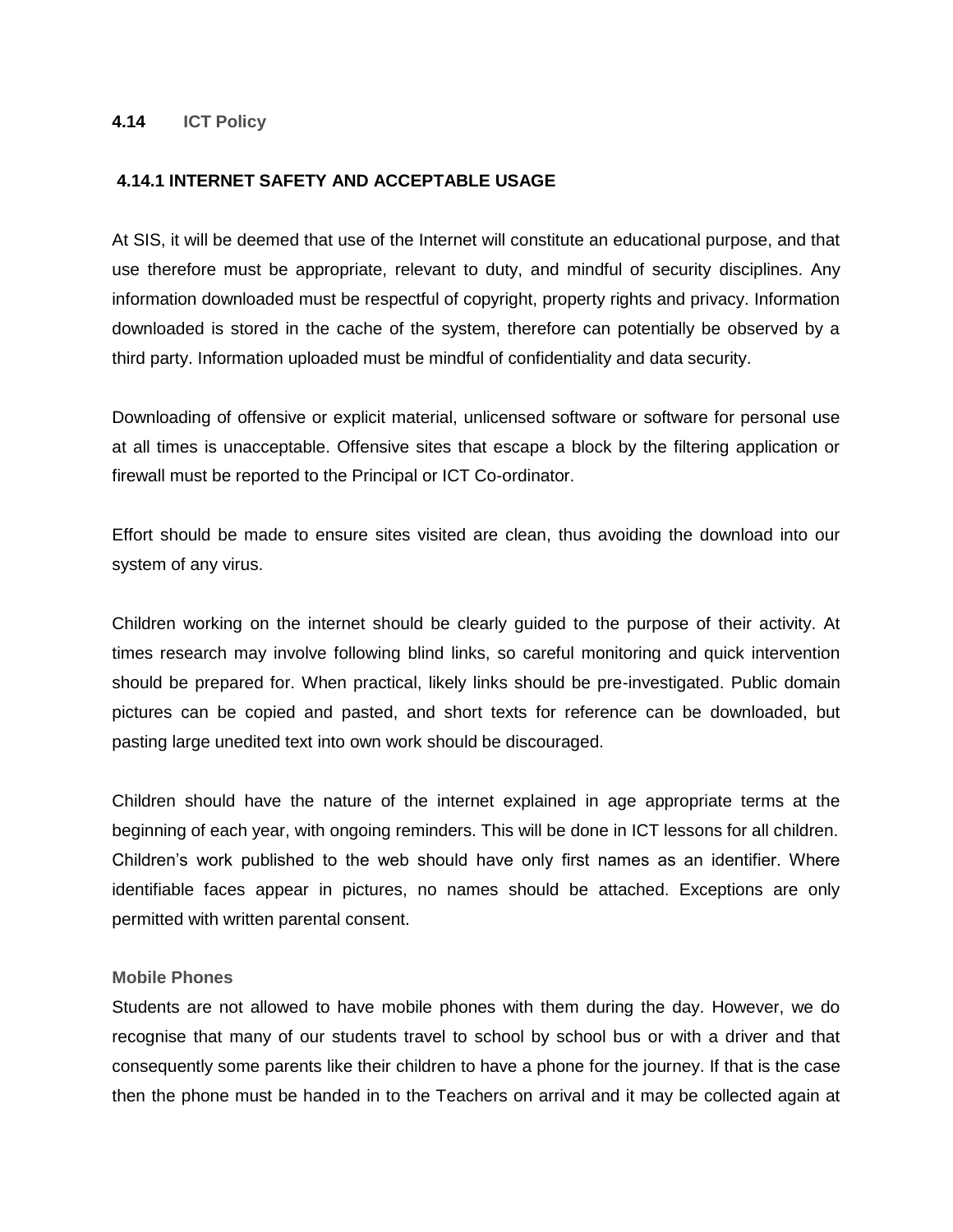## 4.14 ICT Policy

### 4.14.1 INTERNET SAFETY AND ACCEPTABLE USAGE

At SIS, it will be deemed that use of the Internet will constitute an educational purpose, and that use therefore must be appropriate, relevant to duty, and mindful of security disciplines. Any information downloaded must be respectful of copyright, property rights and privacy. Information downloaded is stored in the cache of the system, therefore can potentially be observed by a third party. Information uploaded must be mindful of confidentiality and data security.

Downloading of offensive or explicit material, unlicensed software or software for personal use at all times is unacceptable. Offensive sites that escape a block by the filtering application or firewall must be reported to the Principal or ICT Co-ordinator.

Effort should be made to ensure sites visited are clean, thus avoiding the download into our system of any virus.

Children working on the internet should be clearly guided to the purpose of their activity. At times research may involve following blind links, so careful monitoring and quick intervention should be prepared for. When practical, likely links should be pre-investigated. Public domain pictures can be copied and pasted, and short texts for reference can be downloaded, but pasting large unedited text into own work should be discouraged.

Children should have the nature of the internet explained in age appropriate terms at the beginning of each year, with ongoing reminders. This will be done in ICT lessons for all children. Children's work published to the web should have only first names as an identifier. Where identifiable faces appear in pictures, no names should be attached. Exceptions are only permitted with written parental consent.

#### Mobile Phones

Students are not allowed to have mobile phones with them during the day. However, we do recognise that many of our students travel to school by school bus or with a driver and that consequently some parents like their children to have a phone for the journey. If that is the case then the phone must be handed in to the Teachers on arrival and it may be collected again at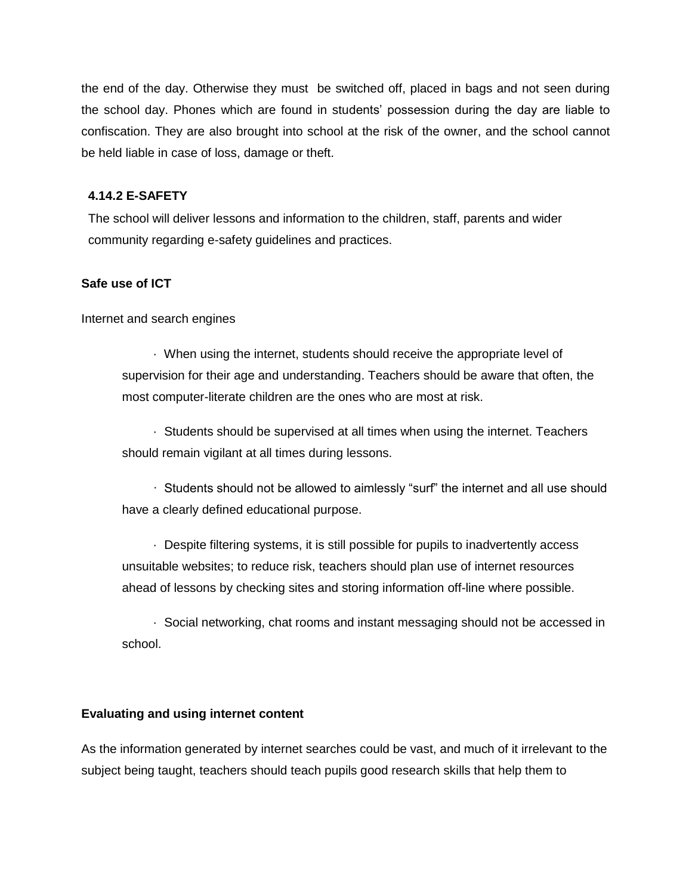the end of the day. Otherwise they must be switched off, placed in bags and not seen during the school day. Phones which are found in students' possession during the day are liable to confiscation. They are also brought into school at the risk of the owner, and the school cannot be held liable in case of loss, damage or theft.

### 4.14.2 E-SAFETY

The school will deliver lessons and information to the children, staff, parents and wider community regarding e-safety guidelines and practices.

**Safe use of ICT**

Internet and search engines

- When using the internet, students should receive the appropriate level of supervision for their age and understanding. Teachers should be aware that often, the most computer-literate children are the ones who are most at risk.
- Students should be supervised at all times when using the internet. Teachers should remain vigilant at all times during lessons.
- Students should not be allowed to aimlessly "surf" the internet and all use should have a clearly defined educational purpose.
- Despite filtering systems, it is still possible for pupils to inadvertently access unsuitable websites; to reduce risk, teachers should plan use of internet resources ahead of lessons by checking sites and storing information off-line where possible.
- Social networking, chat rooms and instant messaging should not be accessed in school.

**Evaluating and using internet content**

As the information generated by internet searches could be vast, and much of it irrelevant to the subject being taught, teachers should teach pupils good research skills that help them to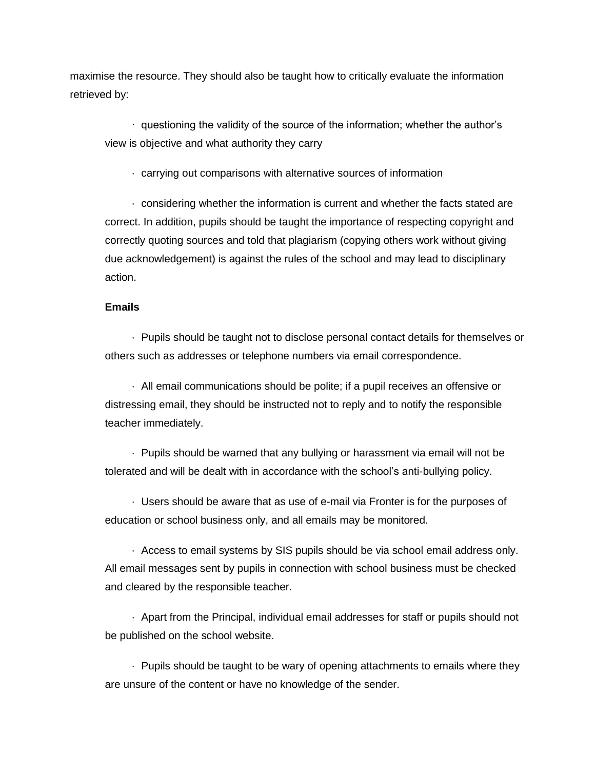maximise the resource. They should also be taught how to critically evaluate the information retrieved by:

- questioning the validity of the source of the information; whether the author's view is objective and what authority they carry
- carrying out comparisons with alternative sources of information
- considering whether the information is current and whether the facts stated are correct. In addition, pupils should be taught the importance of respecting copyright and correctly quoting sources and told that plagiarism (copying others work without giving due acknowledgement) is against the rules of the school and may lead to disciplinary action.

**Emails**

- Pupils should be taught not to disclose personal contact details for themselves or others such as addresses or telephone numbers via email correspondence.
- All email communications should be polite; if a pupil receives an offensive or distressing email, they should be instructed not to reply and to notify the responsible teacher immediately.
- Pupils should be warned that any bullying or harassment via email will not be tolerated and will be dealt with in accordance with the school's anti-bullying policy.
- Users should be aware that as use of e-mail via Fronter is for the purposes of education or school business only, and all emails may be monitored.
- Access to email systems by SIS pupils should be via school email address only. All email messages sent by pupils in connection with school business must be checked and cleared by the responsible teacher.
- Apart from the Principal, individual email addresses for staff or pupils should not be published on the school website.
- Pupils should be taught to be wary of opening attachments to emails where they are unsure of the content or have no knowledge of the sender.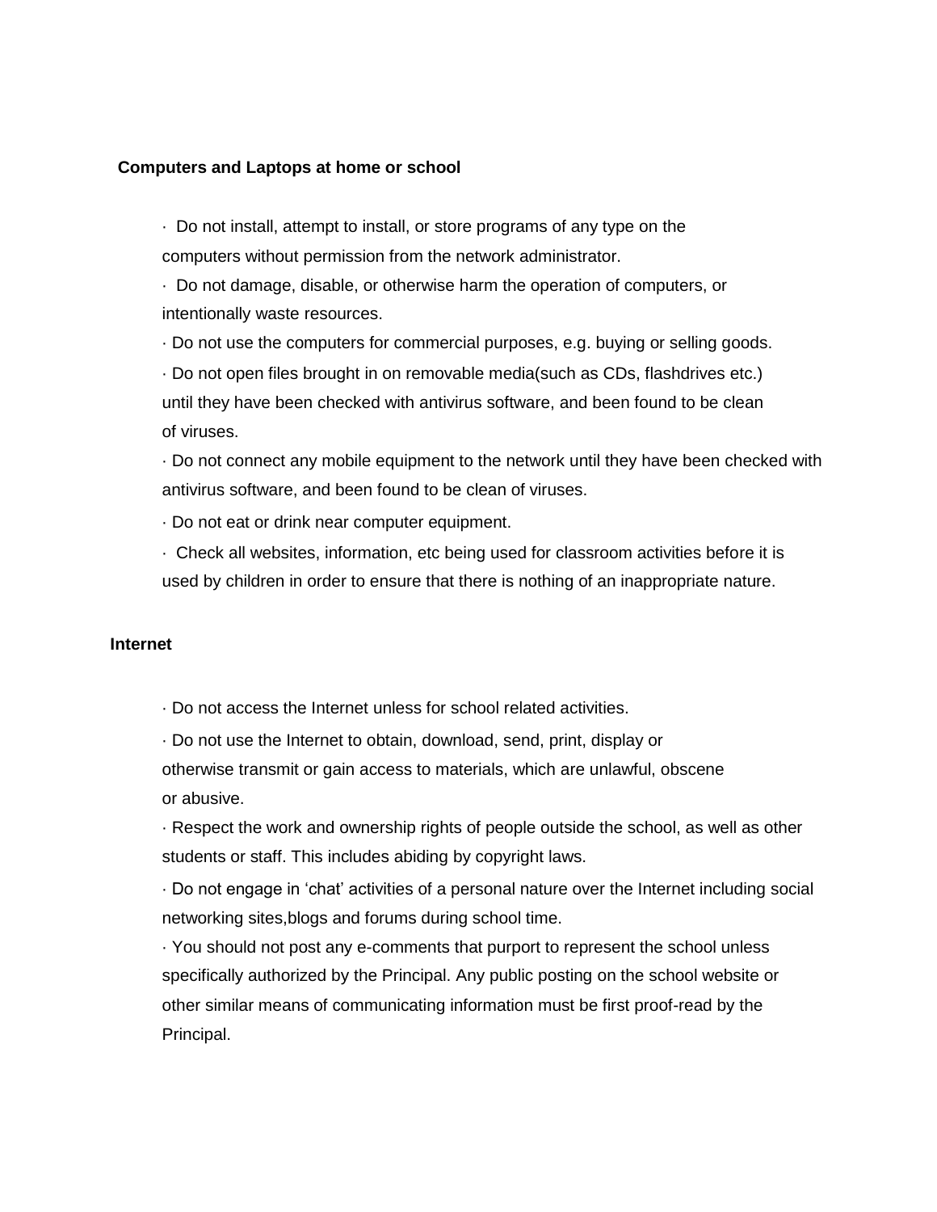**Computers and Laptops at home or school**

- Do not install, attempt to install, or store programs of any type on the computers without permission from the network administrator.
- Do not damage, disable, or otherwise harm the operation of computers, or intentionally waste resources.
- Do not use the computers for commercial purposes, e.g. buying or selling goods.
- Do not open files brought in on removable media(such as CDs, flashdrives etc.) until they have been checked with antivirus software, and been found to be clean of viruses.
- Do not connect any mobile equipment to the network until they have been checked with antivirus software, and been found to be clean of viruses.
- Do not eat or drink near computer equipment.
- Check all websites, information, etc being used for classroom activities before it is used by children in order to ensure that there is nothing of an inappropriate nature.

**Internet**

- Do not access the Internet unless for school related activities.
- Do not use the Internet to obtain, download, send, print, display or otherwise transmit or gain access to materials, which are unlawful, obscene or abusive.
- Respect the work and ownership rights of people outside the school, as well as other students or staff. This includes abiding by copyright laws.
- Do not engage in 'chat' activities of a personal nature over the Internet including social networking sites,blogs and forums during school time.
- You should not post any e-comments that purport to represent the school unless specifically authorized by the Principal. Any public posting on the school website or other similar means of communicating information must be first proof-read by the Principal.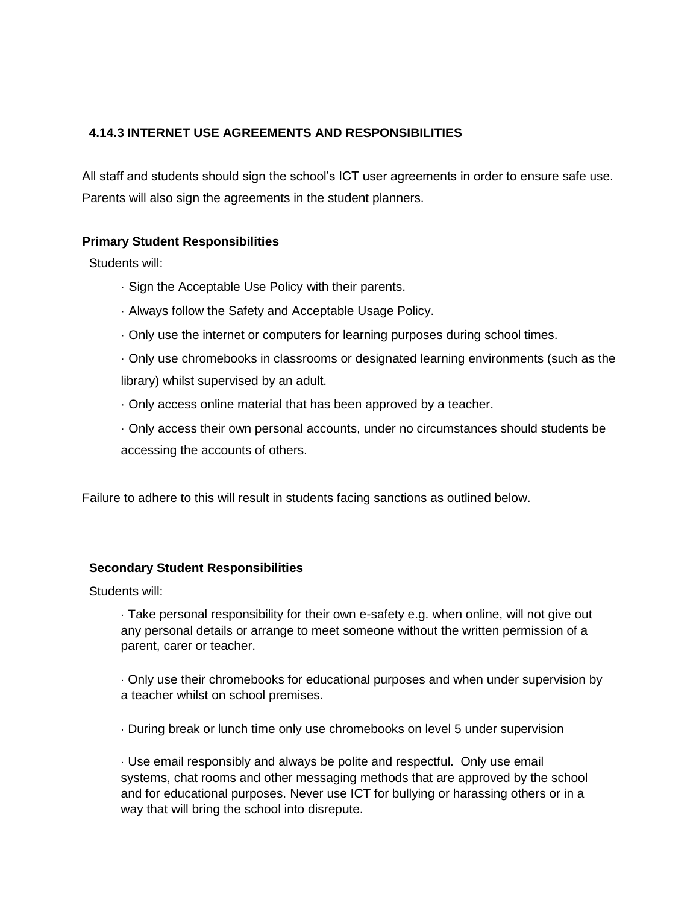### 4.14.3 INTERNET USE AGREEMENTS AND RESPONSIBILITIES

All staff and students should sign the school's ICT user agreements in order to ensure safe use. Parents will also sign the agreements in the student planners.

**Primary Student Responsibilities**

Students will:

- Sign the Acceptable Use Policy with their parents.
- Always follow the Safety and Acceptable Usage Policy.
- Only use the internet or computers for learning purposes during school times.
- Only use chromebooks in classrooms or designated learning environments (such as the library) whilst supervised by an adult.
- Only access online material that has been approved by a teacher.
- Only access their own personal accounts, under no circumstances should students be accessing the accounts of others.

Failure to adhere to this will result in students facing sanctions as outlined below.

**Secondary Student Responsibilities**

Students will:

- Take personal responsibility for their own e-safety e.g. when online, will not give out any personal details or arrange to meet someone without the written permission of a parent, carer or teacher.

- Only use their chromebooks for educational purposes and when under supervision by a teacher whilst on school premises.

- During break or lunch time only use chromebooks on level 5 under supervision

- Use email responsibly and always be polite and respectful. Only use email systems, chat rooms and other messaging methods that are approved by the school and for educational purposes. Never use ICT for bullying or harassing others or in a way that will bring the school into disrepute.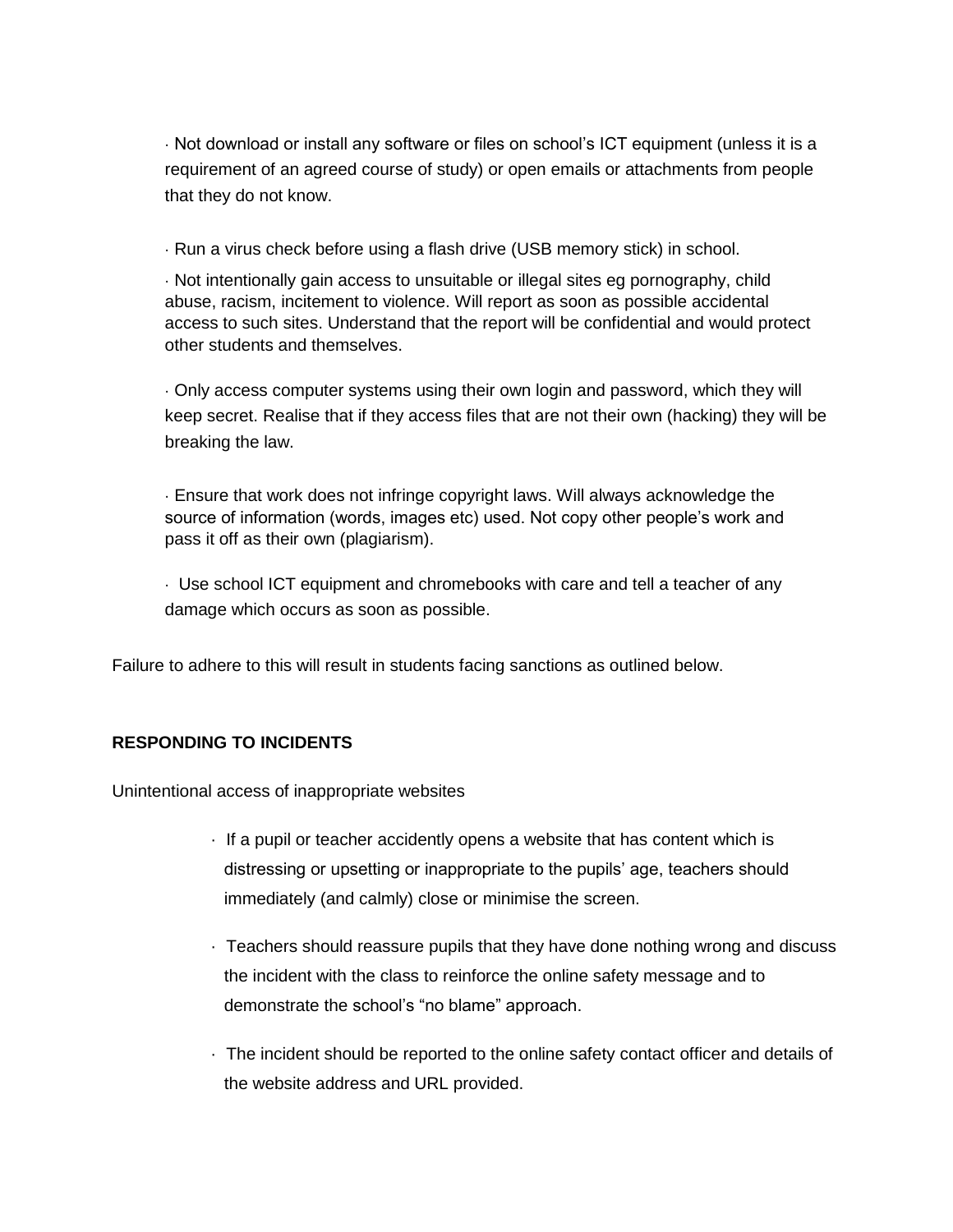- Not download or install any software or files on school's ICT equipment (unless it is a requirement of an agreed course of study) or open emails or attachments from people that they do not know.
- Run a virus check before using a flash drive (USB memory stick) in school.
- Not intentionally gain access to unsuitable or illegal sites eg pornography, child abuse, racism, incitement to violence. Will report as soon as possible accidental access to such sites. Understand that the report will be confidential and would protect other students and themselves.
- Only access computer systems using their own login and password, which they will keep secret. Realise that if they access files that are not their own (hacking) they will be breaking the law.
- Ensure that work does not infringe copyright laws. Will always acknowledge the source of information (words, images etc) used. Not copy other people's work and pass it off as their own (plagiarism).
- Use school ICT equipment and chromebooks with care and tell a teacher of any damage which occurs as soon as possible.

Failure to adhere to this will result in students facing sanctions as outlined below.

**RESPONDING TO INCIDENTS**

Unintentional access of inappropriate websites

- If a pupil or teacher accidently opens a website that has content which is distressing or upsetting or inappropriate to the pupils' age, teachers should immediately (and calmly) close or minimise the screen.
- Teachers should reassure pupils that they have done nothing wrong and discuss the incident with the class to reinforce the online safety message and to demonstrate the school's "no blame" approach.
- The incident should be reported to the online safety contact officer and details of the website address and URL provided.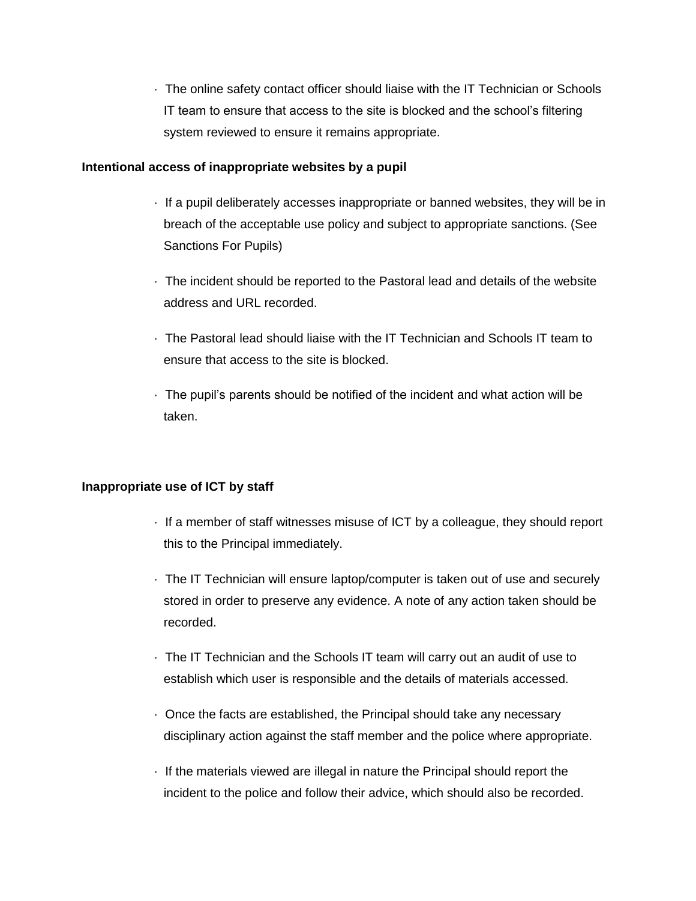- The online safety contact officer should liaise with the IT Technician or Schools IT team to ensure that access to the site is blocked and the school's filtering system reviewed to ensure it remains appropriate.

**Intentional access of inappropriate websites by a pupil**

- If a pupil deliberately accesses inappropriate or banned websites, they will be in breach of the acceptable use policy and subject to appropriate sanctions. (See Sanctions For Pupils)
- The incident should be reported to the Pastoral lead and details of the website address and URL recorded.
- The Pastoral lead should liaise with the IT Technician and Schools IT team to ensure that access to the site is blocked.
- The pupil's parents should be notified of the incident and what action will be taken.

**Inappropriate use of ICT by staff**

- If a member of staff witnesses misuse of ICT by a colleague, they should report this to the Principal immediately.
- The IT Technician will ensure laptop/computer is taken out of use and securely stored in order to preserve any evidence. A note of any action taken should be recorded.
- The IT Technician and the Schools IT team will carry out an audit of use to establish which user is responsible and the details of materials accessed.
- Once the facts are established, the Principal should take any necessary disciplinary action against the staff member and the police where appropriate.
- If the materials viewed are illegal in nature the Principal should report the incident to the police and follow their advice, which should also be recorded.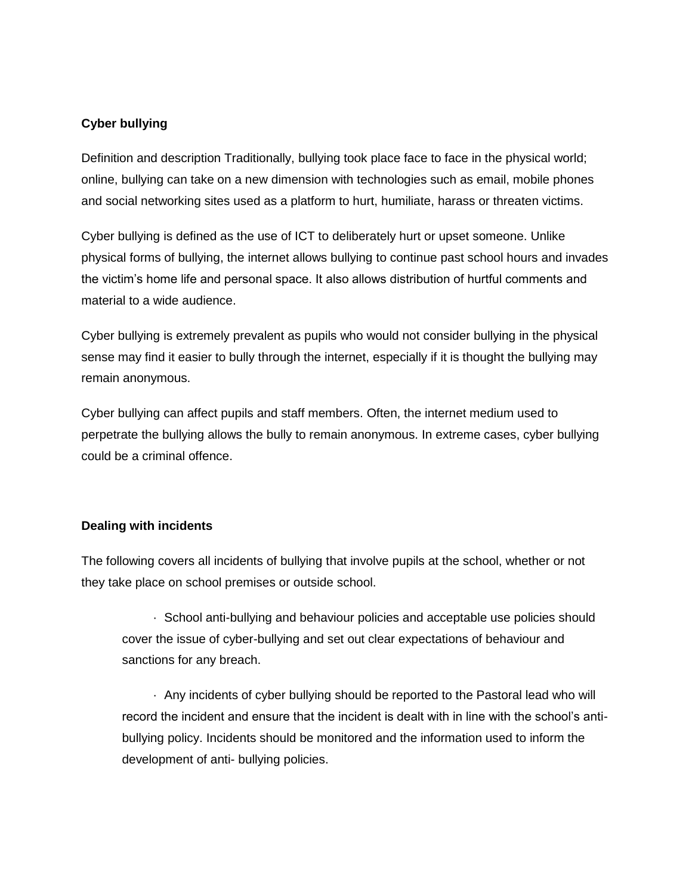**Cyber bullying**

Definition and description Traditionally, bullying took place face to face in the physical world; online, bullying can take on a new dimension with technologies such as email, mobile phones and social networking sites used as a platform to hurt, humiliate, harass or threaten victims.

Cyber bullying is defined as the use of ICT to deliberately hurt or upset someone. Unlike physical forms of bullying, the internet allows bullying to continue past school hours and invades the victim's home life and personal space. It also allows distribution of hurtful comments and material to a wide audience.

Cyber bullying is extremely prevalent as pupils who would not consider bullying in the physical sense may find it easier to bully through the internet, especially if it is thought the bullying may remain anonymous.

Cyber bullying can affect pupils and staff members. Often, the internet medium used to perpetrate the bullying allows the bully to remain anonymous. In extreme cases, cyber bullying could be a criminal offence.

**Dealing with incidents**

The following covers all incidents of bullying that involve pupils at the school, whether or not they take place on school premises or outside school.

- School anti-bullying and behaviour policies and acceptable use policies should cover the issue of cyber-bullying and set out clear expectations of behaviour and sanctions for any breach.
- Any incidents of cyber bullying should be reported to the Pastoral lead who will record the incident and ensure that the incident is dealt with in line with the school's anti-bullying policy. Incidents should be monitored and the information used to inform the development of anti- bullying policies.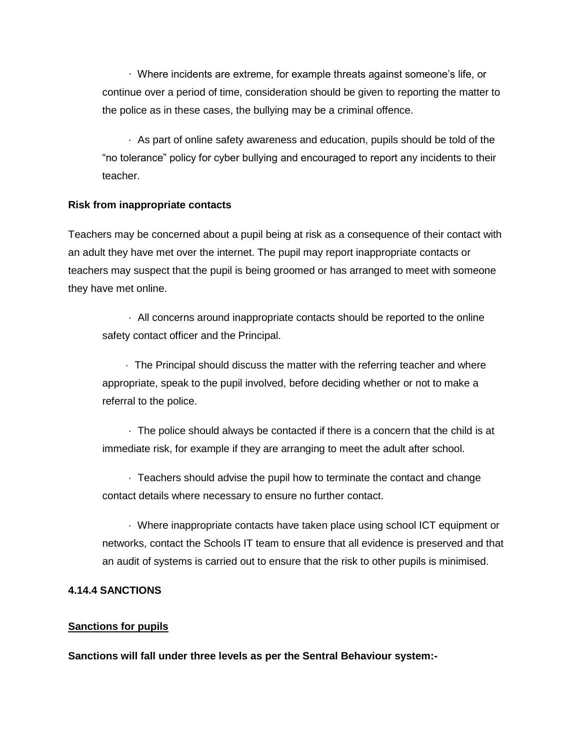- Where incidents are extreme, for example threats against someone's life, or continue over a period of time, consideration should be given to reporting the matter to the police as in these cases, the bullying may be a criminal offence.
- As part of online safety awareness and education, pupils should be told of the "no tolerance" policy for cyber bullying and encouraged to report any incidents to their teacher.

**Risk from inappropriate contacts**

Teachers may be concerned about a pupil being at risk as a consequence of their contact with an adult they have met over the internet. The pupil may report inappropriate contacts or teachers may suspect that the pupil is being groomed or has arranged to meet with someone they have met online.

- All concerns around inappropriate contacts should be reported to the online safety contact officer and the Principal.
- The Principal should discuss the matter with the referring teacher and where appropriate, speak to the pupil involved, before deciding whether or not to make a referral to the police.
- The police should always be contacted if there is a concern that the child is at immediate risk, for example if they are arranging to meet the adult after school.
- Teachers should advise the pupil how to terminate the contact and change contact details where necessary to ensure no further contact.
- Where inappropriate contacts have taken place using school ICT equipment or networks, contact the Schools IT team to ensure that all evidence is preserved and that an audit of systems is carried out to ensure that the risk to other pupils is minimised.

**4.14.4 SANCTIONS**

**Sanctions for pupils**

**Sanctions will fall under three levels as per the Sentral Behaviour system:-**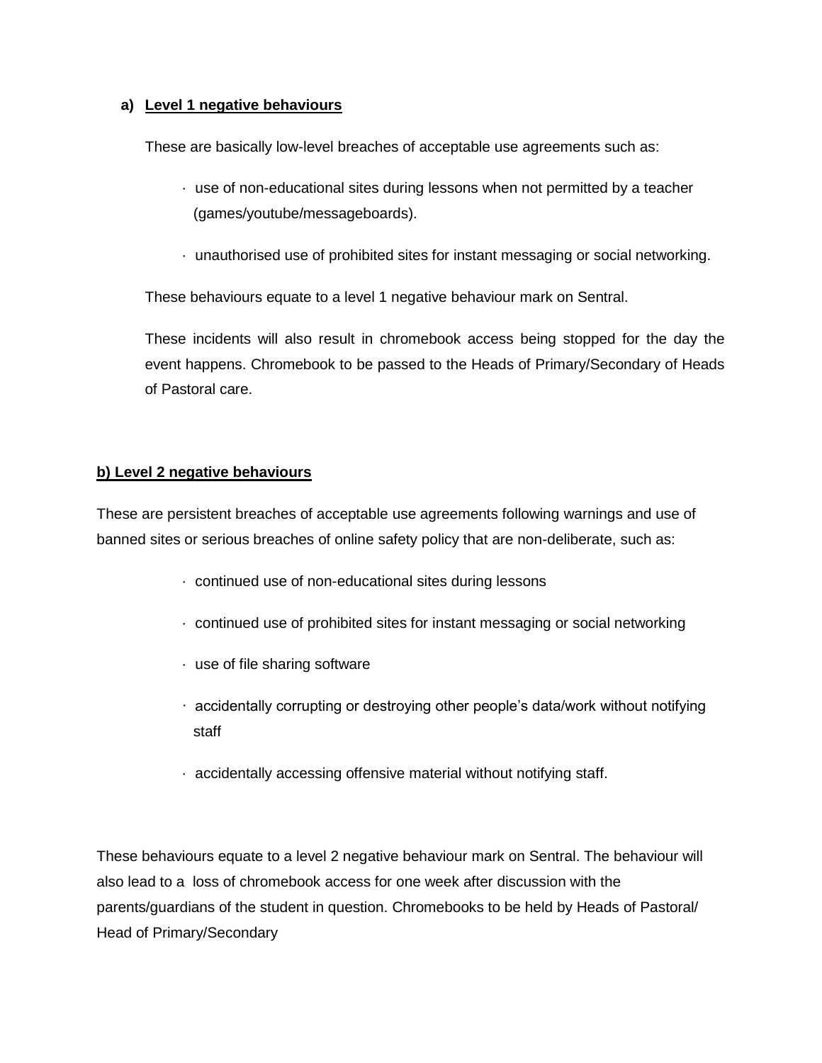**a) Level 1 negative behaviours**

These are basically low-level breaches of acceptable use agreements such as:

- use of non-educational sites during lessons when not permitted by a teacher (games/youtube/messageboards).
- unauthorised use of prohibited sites for instant messaging or social networking.

These behaviours equate to a level 1 negative behaviour mark on Sentral.

These incidents will also result in chromebook access being stopped for the day the event happens. Chromebook to be passed to the Heads of Primary/Secondary of Heads of Pastoral care.

**b) Level 2 negative behaviours**

These are persistent breaches of acceptable use agreements following warnings and use of banned sites or serious breaches of online safety policy that are non-deliberate, such as:

- continued use of non-educational sites during lessons
- continued use of prohibited sites for instant messaging or social networking
- use of file sharing software
- accidentally corrupting or destroying other people's data/work without notifying staff
- accidentally accessing offensive material without notifying staff.

These behaviours equate to a level 2 negative behaviour mark on Sentral. The behaviour will also lead to a loss of chromebook access for one week after discussion with the parents/guardians of the student in question. Chromebooks to be held by Heads of Pastoral/ Head of Primary/Secondary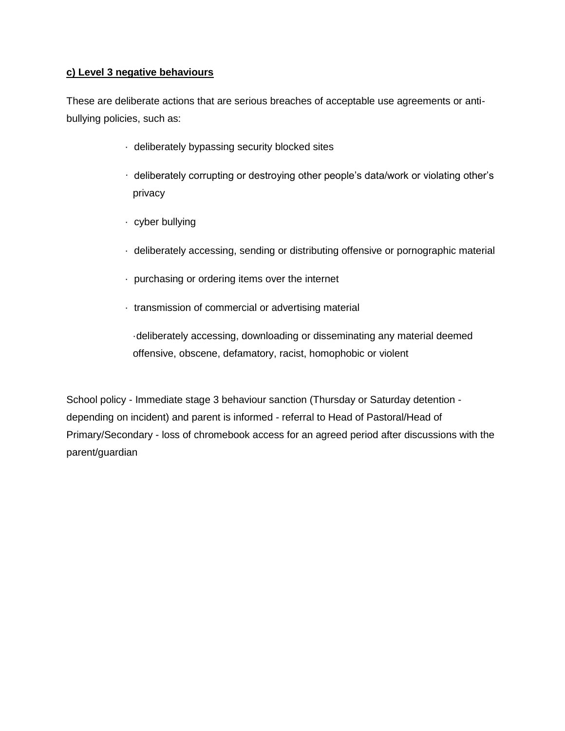**c) Level 3 negative behaviours**

These are deliberate actions that are serious breaches of acceptable use agreements or anti-bullying policies, such as:

- deliberately bypassing security blocked sites
- deliberately corrupting or destroying other people's data/work or violating other's privacy
- cyber bullying
- deliberately accessing, sending or distributing offensive or pornographic material
- purchasing or ordering items over the internet
- transmission of commercial or advertising material
- deliberately accessing, downloading or disseminating any material deemed offensive, obscene, defamatory, racist, homophobic or violent

School policy - Immediate stage 3 behaviour sanction (Thursday or Saturday detention - depending on incident) and parent is informed - referral to Head of Pastoral/Head of Primary/Secondary - loss of chromebook access for an agreed period after discussions with the parent/guardian